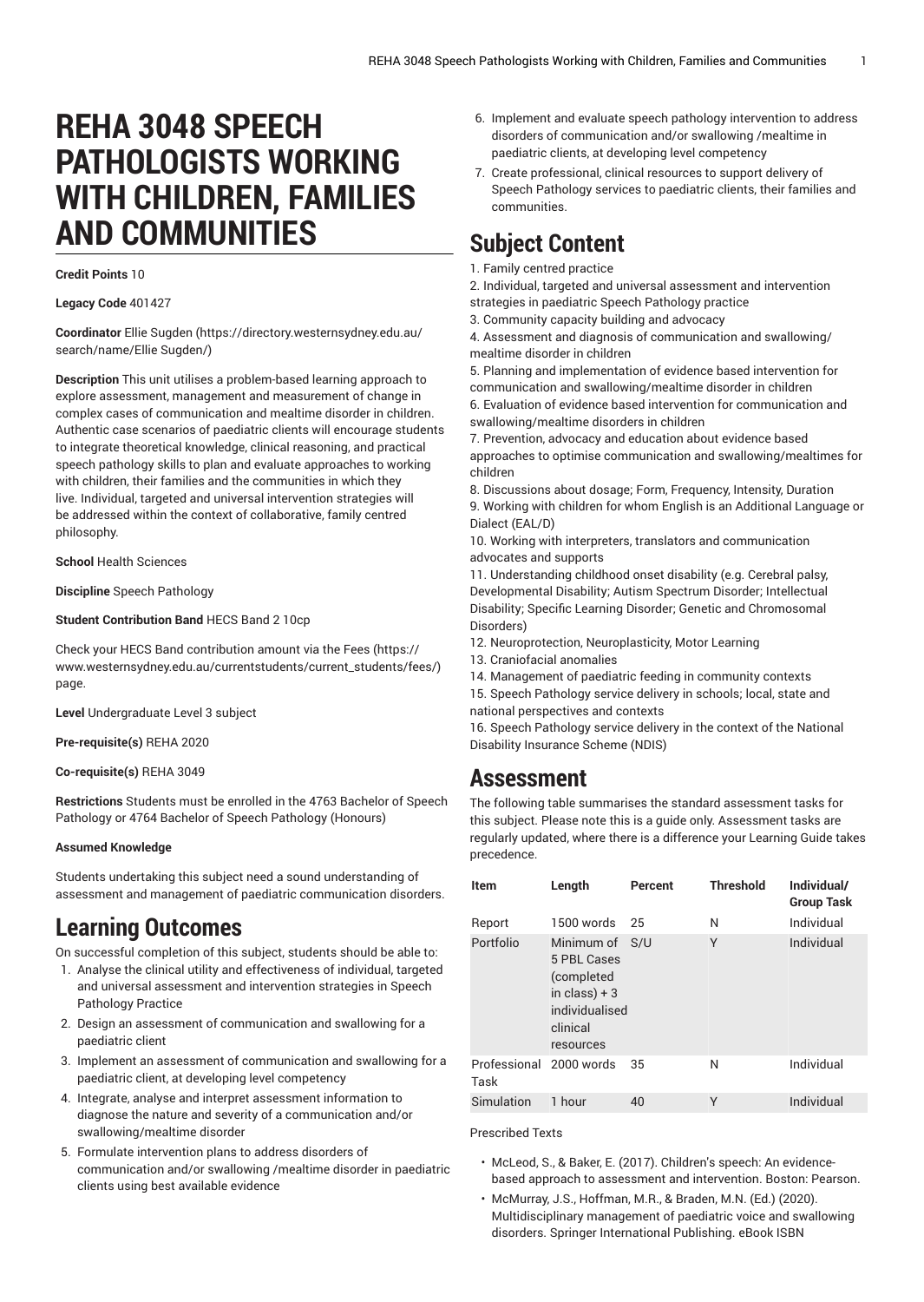# REHA 3048 SPEECH PATHOLOGISTS WORKING WITH CHILDREN, FAMILIES AND COMMUNITIES

**Credit Points** 10

**Legacy Code** 401427

**Coordinator** Ellie Sugden (https://directory.westernsydney.edu.au/search/name/Ellie Sugden/)

**Description** This unit utilises a problem-based learning approach to explore assessment, management and measurement of change in complex cases of communication and mealtime disorder in children. Authentic case scenarios of paediatric clients will encourage students to integrate theoretical knowledge, clinical reasoning, and practical speech pathology skills to plan and evaluate approaches to working with children, their families and the communities in which they live. Individual, targeted and universal intervention strategies will be addressed within the context of collaborative, family centred philosophy.

**School** Health Sciences

**Discipline** Speech Pathology

**Student Contribution Band** HECS Band 2 10cp

Check your HECS Band contribution amount via the Fees (https://www.westernsydney.edu.au/currentstudents/current_students/fees/) page.

**Level** Undergraduate Level 3 subject

**Pre-requisite(s)** REHA 2020

**Co-requisite(s)** REHA 3049

**Restrictions** Students must be enrolled in the 4763 Bachelor of Speech Pathology or 4764 Bachelor of Speech Pathology (Honours)

**Assumed Knowledge**

Students undertaking this subject need a sound understanding of assessment and management of paediatric communication disorders.

## Learning Outcomes

On successful completion of this subject, students should be able to:

1. Analyse the clinical utility and effectiveness of individual, targeted and universal assessment and intervention strategies in Speech Pathology Practice
2. Design an assessment of communication and swallowing for a paediatric client
3. Implement an assessment of communication and swallowing for a paediatric client, at developing level competency
4. Integrate, analyse and interpret assessment information to diagnose the nature and severity of a communication and/or swallowing/mealtime disorder
5. Formulate intervention plans to address disorders of communication and/or swallowing /mealtime disorder in paediatric clients using best available evidence
6. Implement and evaluate speech pathology intervention to address disorders of communication and/or swallowing /mealtime in paediatric clients, at developing level competency
7. Create professional, clinical resources to support delivery of Speech Pathology services to paediatric clients, their families and communities.

## Subject Content

1. Family centred practice
2. Individual, targeted and universal assessment and intervention strategies in paediatric Speech Pathology practice
3. Community capacity building and advocacy
4. Assessment and diagnosis of communication and swallowing/mealtime disorder in children
5. Planning and implementation of evidence based intervention for communication and swallowing/mealtime disorder in children
6. Evaluation of evidence based intervention for communication and swallowing/mealtime disorders in children
7. Prevention, advocacy and education about evidence based approaches to optimise communication and swallowing/mealtimes for children
8. Discussions about dosage; Form, Frequency, Intensity, Duration
9. Working with children for whom English is an Additional Language or Dialect (EAL/D)
10. Working with interpreters, translators and communication advocates and supports
11. Understanding childhood onset disability (e.g. Cerebral palsy, Developmental Disability; Autism Spectrum Disorder; Intellectual Disability; Specific Learning Disorder; Genetic and Chromosomal Disorders)
12. Neuroprotection, Neuroplasticity, Motor Learning
13. Craniofacial anomalies
14. Management of paediatric feeding in community contexts
15. Speech Pathology service delivery in schools; local, state and national perspectives and contexts
16. Speech Pathology service delivery in the context of the National Disability Insurance Scheme (NDIS)

## Assessment

The following table summarises the standard assessment tasks for this subject. Please note this is a guide only. Assessment tasks are regularly updated, where there is a difference your Learning Guide takes precedence.

| Item | Length | Percent | Threshold | Individual/ Group Task |
|---|---|---|---|---|
| Report | 1500 words | 25 | N | Individual |
| Portfolio | Minimum of 5 PBL Cases (completed in class) + 3 individualised clinical resources | S/U | Y | Individual |
| Professional Task | 2000 words | 35 | N | Individual |
| Simulation | 1 hour | 40 | Y | Individual |

Prescribed Texts

- McLeod, S., & Baker, E. (2017). Children's speech: An evidence-based approach to assessment and intervention. Boston: Pearson.
- McMurray, J.S., Hoffman, M.R., & Braden, M.N. (Ed.) (2020). Multidisciplinary management of paediatric voice and swallowing disorders. Springer International Publishing. eBook ISBN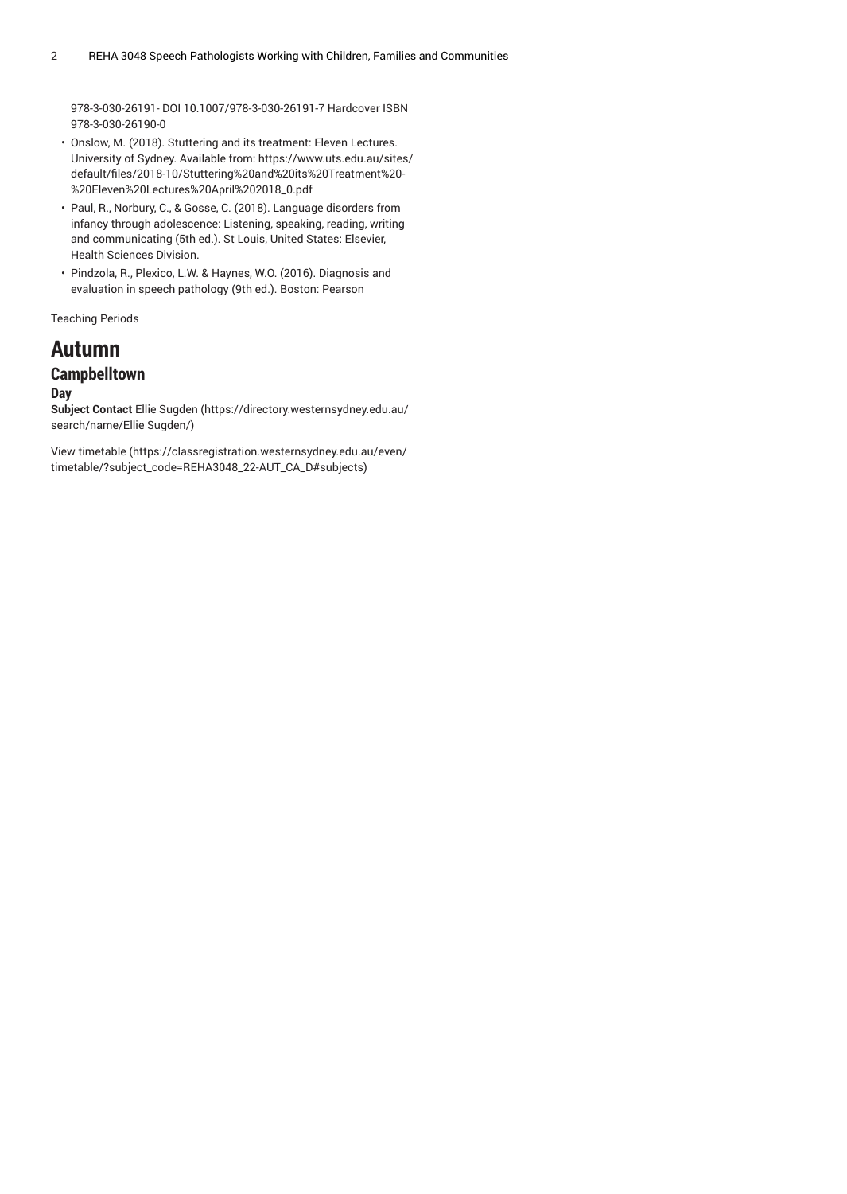978-3-030-26191- DOI 10.1007/978-3-030-26191-7 Hardcover ISBN 978-3-030-26190-0

- Onslow, M. (2018). Stuttering and its treatment: Eleven Lectures. University of Sydney. Available from: https://www.uts.edu.au/sites/default/files/2018-10/Stuttering%20and%20its%20Treatment%20-%20Eleven%20Lectures%20April%202018_0.pdf
- Paul, R., Norbury, C., & Gosse, C. (2018). Language disorders from infancy through adolescence: Listening, speaking, reading, writing and communicating (5th ed.). St Louis, United States: Elsevier, Health Sciences Division.
- Pindzola, R., Plexico, L.W. & Haynes, W.O. (2016). Diagnosis and evaluation in speech pathology (9th ed.). Boston: Pearson

Teaching Periods

# Autumn

## Campbelltown

### Day

**Subject Contact** Ellie Sugden (https://directory.westernsydney.edu.au/search/name/Ellie Sugden/)

View timetable (https://classregistration.westernsydney.edu.au/even/timetable/?subject_code=REHA3048_22-AUT_CA_D#subjects)